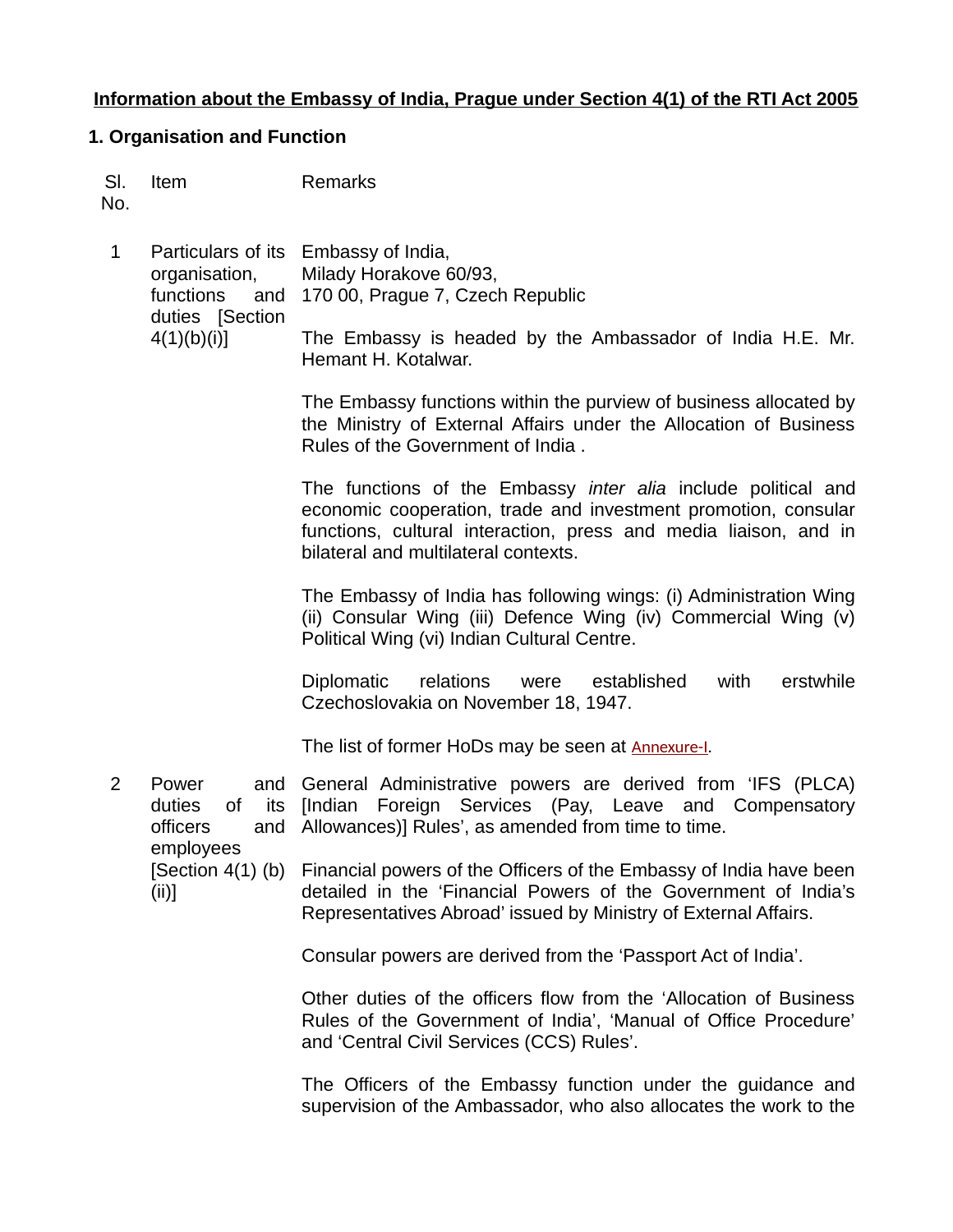**Information about the Embassy of India, Prague under Section 4(1) of the RTI Act 2005**

**1. Organisation and Function**

| Sl. No. | Item | Remarks |
|---|---|---|
| 1 | Particulars of its organisation, functions and duties [Section 4(1)(b)(i)] | Embassy of India,<br>Milady Horakove 60/93,<br>170 00, Prague 7, Czech Republic<br><br>The Embassy is headed by the Ambassador of India H.E. Mr. Hemant H. Kotalwar.<br><br>The Embassy functions within the purview of business allocated by the Ministry of External Affairs under the Allocation of Business Rules of the Government of India .<br><br>The functions of the Embassy *inter alia* include political and economic cooperation, trade and investment promotion, consular functions, cultural interaction, press and media liaison, and in bilateral and multilateral contexts.<br><br>The Embassy of India has following wings: (i) Administration Wing (ii) Consular Wing (iii) Defence Wing (iv) Commercial Wing (v) Political Wing (vi) Indian Cultural Centre.<br><br>Diplomatic relations were established with erstwhile Czechoslovakia on November 18, 1947.<br><br>The list of former HoDs may be seen at Annexure-I. |
| 2 | Power and duties of its officers and employees [Section 4(1) (b)(ii)] | General Administrative powers are derived from 'IFS (PLCA) [Indian Foreign Services (Pay, Leave and Compensatory Allowances)] Rules', as amended from time to time.<br><br>Financial powers of the Officers of the Embassy of India have been detailed in the 'Financial Powers of the Government of India's Representatives Abroad' issued by Ministry of External Affairs.<br><br>Consular powers are derived from the 'Passport Act of India'.<br><br>Other duties of the officers flow from the 'Allocation of Business Rules of the Government of India', 'Manual of Office Procedure' and 'Central Civil Services (CCS) Rules'.<br><br>The Officers of the Embassy function under the guidance and supervision of the Ambassador, who also allocates the work to the |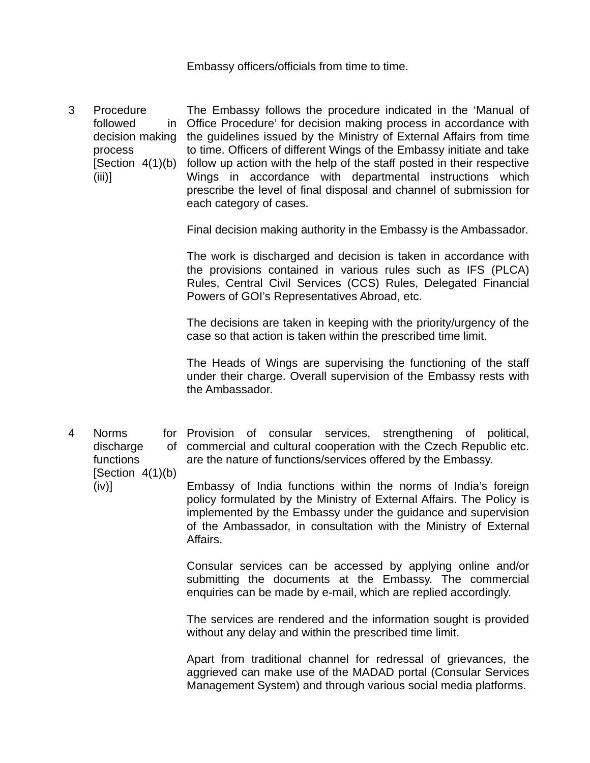| | | Embassy officers/officials from time to time. |
|---|---|---|
| 3 | Procedure followed in decision making process [Section 4(1)(b)(iii)] | The Embassy follows the procedure indicated in the ‘Manual of Office Procedure’ for decision making process in accordance with the guidelines issued by the Ministry of External Affairs from time to time. Officers of different Wings of the Embassy initiate and take follow up action with the help of the staff posted in their respective Wings in accordance with departmental instructions which prescribe the level of final disposal and channel of submission for each category of cases.<br><br>Final decision making authority in the Embassy is the Ambassador.<br><br>The work is discharged and decision is taken in accordance with the provisions contained in various rules such as IFS (PLCA) Rules, Central Civil Services (CCS) Rules, Delegated Financial Powers of GOI’s Representatives Abroad, etc.<br><br>The decisions are taken in keeping with the priority/urgency of the case so that action is taken within the prescribed time limit.<br><br>The Heads of Wings are supervising the functioning of the staff under their charge. Overall supervision of the Embassy rests with the Ambassador. |
| 4 | Norms for discharge of functions [Section 4(1)(b)(iv)] | Provision of consular services, strengthening of political, commercial and cultural cooperation with the Czech Republic etc. are the nature of functions/services offered by the Embassy.<br><br>Embassy of India functions within the norms of India’s foreign policy formulated by the Ministry of External Affairs. The Policy is implemented by the Embassy under the guidance and supervision of the Ambassador, in consultation with the Ministry of External Affairs.<br><br>Consular services can be accessed by applying online and/or submitting the documents at the Embassy. The commercial enquiries can be made by e-mail, which are replied accordingly.<br><br>The services are rendered and the information sought is provided without any delay and within the prescribed time limit.<br><br>Apart from traditional channel for redressal of grievances, the aggrieved can make use of the MADAD portal (Consular Services Management System) and through various social media platforms. |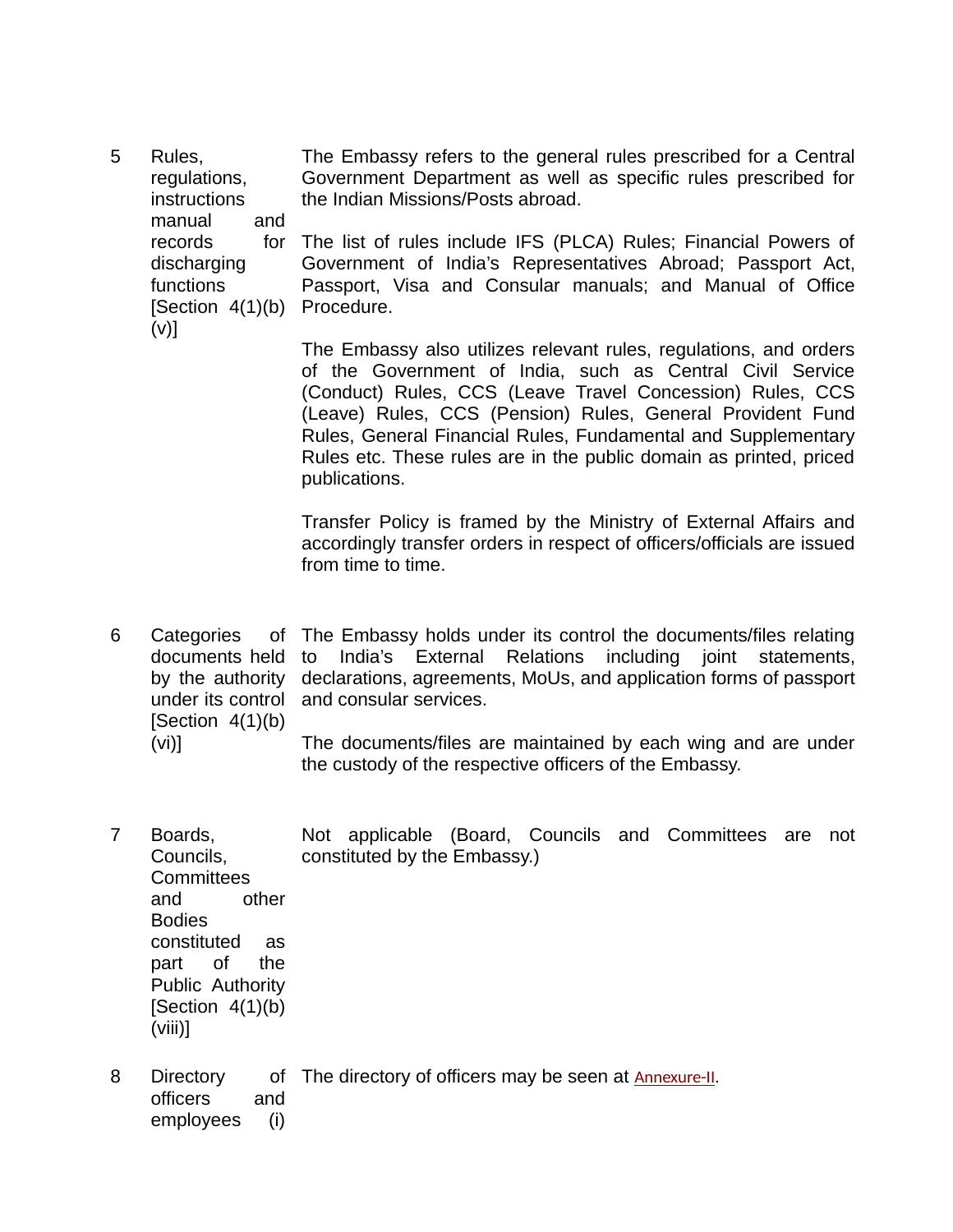| | | |
|---|---|---|
| 5 | Rules, regulations, instructions manual and records for discharging functions [Section 4(1)(b)(v)] | The Embassy refers to the general rules prescribed for a Central Government Department as well as specific rules prescribed for the Indian Missions/Posts abroad.<br><br>The list of rules include IFS (PLCA) Rules; Financial Powers of Government of India's Representatives Abroad; Passport Act, Passport, Visa and Consular manuals; and Manual of Office Procedure.<br><br>The Embassy also utilizes relevant rules, regulations, and orders of the Government of India, such as Central Civil Service (Conduct) Rules, CCS (Leave Travel Concession) Rules, CCS (Leave) Rules, CCS (Pension) Rules, General Provident Fund Rules, General Financial Rules, Fundamental and Supplementary Rules etc. These rules are in the public domain as printed, priced publications.<br><br>Transfer Policy is framed by the Ministry of External Affairs and accordingly transfer orders in respect of officers/officials are issued from time to time. |
| 6 | Categories of documents held by the authority under its control [Section 4(1)(b)(vi)] | The Embassy holds under its control the documents/files relating to India's External Relations including joint statements, declarations, agreements, MoUs, and application forms of passport and consular services.<br><br>The documents/files are maintained by each wing and are under the custody of the respective officers of the Embassy. |
| 7 | Boards, Councils, Committees and other Bodies constituted as part of the Public Authority [Section 4(1)(b)(viii)] | Not applicable (Board, Councils and Committees are not constituted by the Embassy.) |
| 8 | Directory of officers and employees (i) | The directory of officers may be seen at Annexure-II. |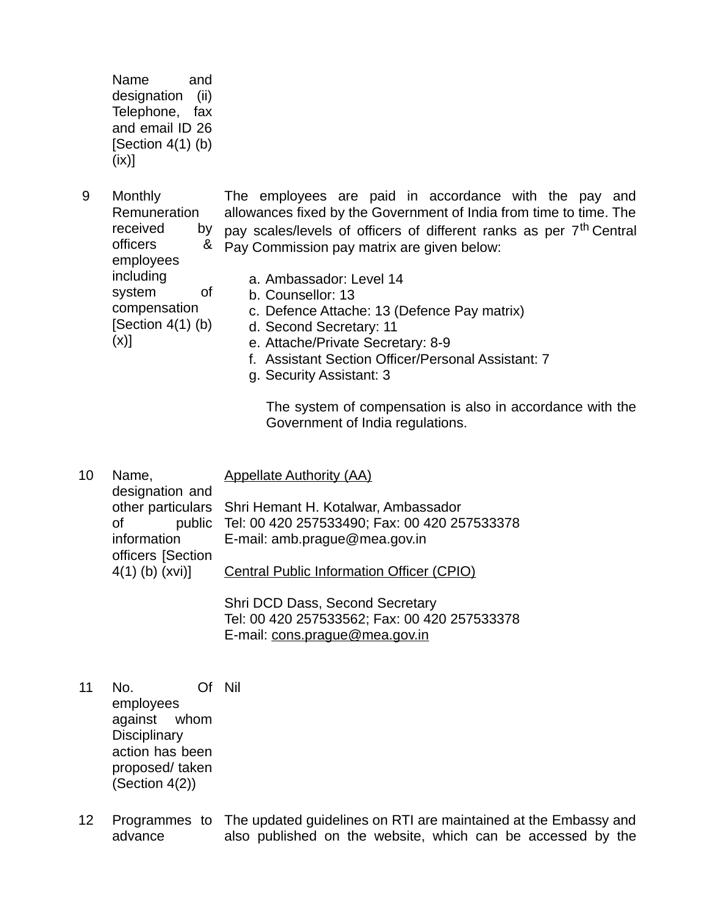| | | |
|---|---|---|
| | Name and designation (ii) Telephone, fax and email ID 26 [Section 4(1) (b) (ix)] | |
| 9 | Monthly Remuneration received by officers & employees including system of compensation [Section 4(1) (b) (x)] | The employees are paid in accordance with the pay and allowances fixed by the Government of India from time to time. The pay scales/levels of officers of different ranks as per 7th Central Pay Commission pay matrix are given below:<br><br>a. Ambassador: Level 14<br>b. Counsellor: 13<br>c. Defence Attache: 13 (Defence Pay matrix)<br>d. Second Secretary: 11<br>e. Attache/Private Secretary: 8-9<br>f. Assistant Section Officer/Personal Assistant: 7<br>g. Security Assistant: 3<br><br>The system of compensation is also in accordance with the Government of India regulations. |
| 10 | Name, designation and other particulars of public information officers [Section 4(1) (b) (xvi)] | Appellate Authority (AA)<br><br>Shri Hemant H. Kotalwar, Ambassador<br>Tel: 00 420 257533490; Fax: 00 420 257533378<br>E-mail: amb.prague@mea.gov.in<br><br>Central Public Information Officer (CPIO)<br><br>Shri DCD Dass, Second Secretary<br>Tel: 00 420 257533562; Fax: 00 420 257533378<br>E-mail: cons.prague@mea.gov.in |
| 11 | No. Of employees against whom Disciplinary action has been proposed/ taken (Section 4(2)) | Nil |
| 12 | Programmes to advance | The updated guidelines on RTI are maintained at the Embassy and also published on the website, which can be accessed by the |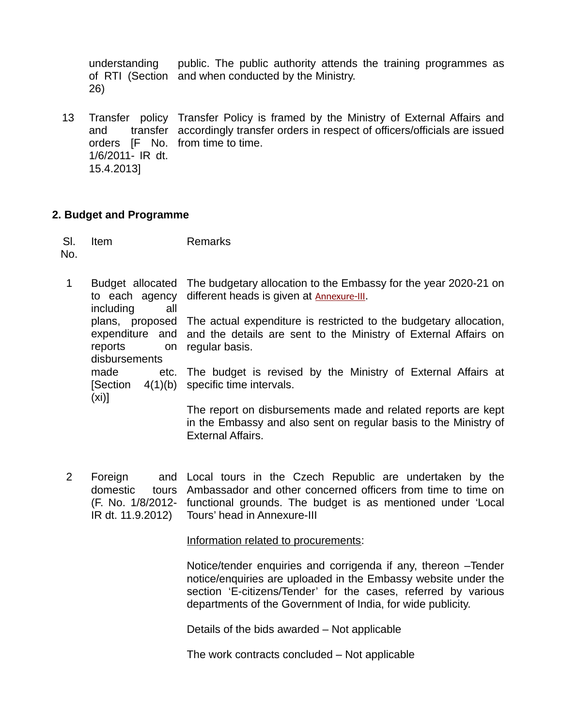| | | |
|---|---|---|
| | understanding of RTI (Section 26) | public. The public authority attends the training programmes as and when conducted by the Ministry. |
| 13 | Transfer policy and transfer orders [F No. 1/6/2011- IR dt. 15.4.2013] | Transfer Policy is framed by the Ministry of External Affairs and accordingly transfer orders in respect of officers/officials are issued from time to time. |

**2. Budget and Programme**

| Sl. No. | Item | Remarks |
|---|---|---|
| 1 | Budget allocated to each agency including all plans, proposed expenditure and reports on disbursements made etc. [Section 4(1)(b) (xi)] | The budgetary allocation to the Embassy for the year 2020-21 on different heads is given at Annexure-III.<br><br>The actual expenditure is restricted to the budgetary allocation, and the details are sent to the Ministry of External Affairs on regular basis.<br><br>The budget is revised by the Ministry of External Affairs at specific time intervals.<br><br>The report on disbursements made and related reports are kept in the Embassy and also sent on regular basis to the Ministry of External Affairs. |
| 2 | Foreign and domestic tours (F. No. 1/8/2012-IR dt. 11.9.2012) | Local tours in the Czech Republic are undertaken by the Ambassador and other concerned officers from time to time on functional grounds. The budget is as mentioned under 'Local Tours' head in Annexure-III<br><br><u>Information related to procurements</u>:<br><br>Notice/tender enquiries and corrigenda if any, thereon –Tender notice/enquiries are uploaded in the Embassy website under the section 'E-citizens/Tender' for the cases, referred by various departments of the Government of India, for wide publicity.<br><br>Details of the bids awarded – Not applicable<br><br>The work contracts concluded – Not applicable |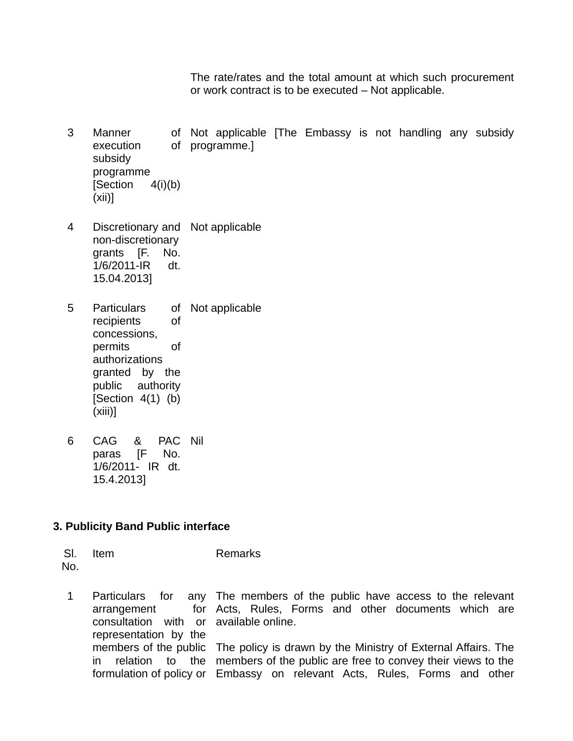| | | The rate/rates and the total amount at which such procurement or work contract is to be executed – Not applicable. |
|---|---|---|
| 3 | Manner of execution of subsidy programme [Section 4(i)(b)(xii)] | Not applicable [The Embassy is not handling any subsidy programme.] |
| 4 | Discretionary and non-discretionary grants [F. No. 1/6/2011-IR dt. 15.04.2013] | Not applicable |
| 5 | Particulars of recipients of concessions, permits of authorizations granted by the public authority [Section 4(1) (b) (xiii)] | Not applicable |
| 6 | CAG & PAC paras [F No. 1/6/2011- IR dt. 15.4.2013] | Nil |

**3. Publicity Band Public interface**

| Sl. No. | Item | Remarks |
|---|---|---|
| 1 | Particulars for any arrangement for consultation with or representation by the members of the public in relation to the formulation of policy or | The members of the public have access to the relevant Acts, Rules, Forms and other documents which are available online.<br><br>The policy is drawn by the Ministry of External Affairs. The members of the public are free to convey their views to the Embassy on relevant Acts, Rules, Forms and other |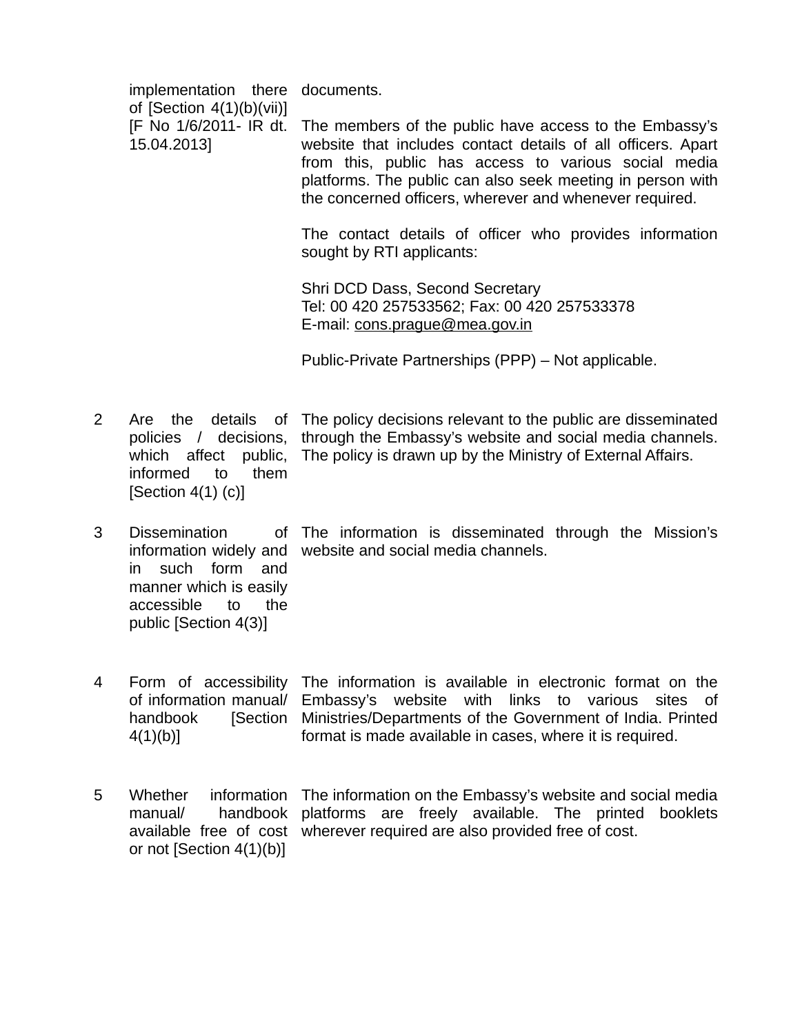|  |  |  |
|---|---|---|
|  | implementation there of [Section 4(1)(b)(vii)] [F No 1/6/2011- IR dt. 15.04.2013] | documents.<br><br>The members of the public have access to the Embassy's website that includes contact details of all officers. Apart from this, public has access to various social media platforms. The public can also seek meeting in person with the concerned officers, wherever and whenever required.<br><br>The contact details of officer who provides information sought by RTI applicants:<br><br>Shri DCD Dass, Second Secretary<br>Tel: 00 420 257533562; Fax: 00 420 257533378<br>E-mail: cons.prague@mea.gov.in<br><br>Public-Private Partnerships (PPP) – Not applicable. |
| 2 | Are the details of policies / decisions, which affect public, informed to them [Section 4(1) (c)] | The policy decisions relevant to the public are disseminated through the Embassy's website and social media channels. The policy is drawn up by the Ministry of External Affairs. |
| 3 | Dissemination of information widely and in such form and manner which is easily accessible to the public [Section 4(3)] | The information is disseminated through the Mission's website and social media channels. |
| 4 | Form of accessibility of information manual/ handbook [Section 4(1)(b)] | The information is available in electronic format on the Embassy's website with links to various sites of Ministries/Departments of the Government of India. Printed format is made available in cases, where it is required. |
| 5 | Whether information manual/ handbook available free of cost or not [Section 4(1)(b)] | The information on the Embassy's website and social media platforms are freely available. The printed booklets wherever required are also provided free of cost. |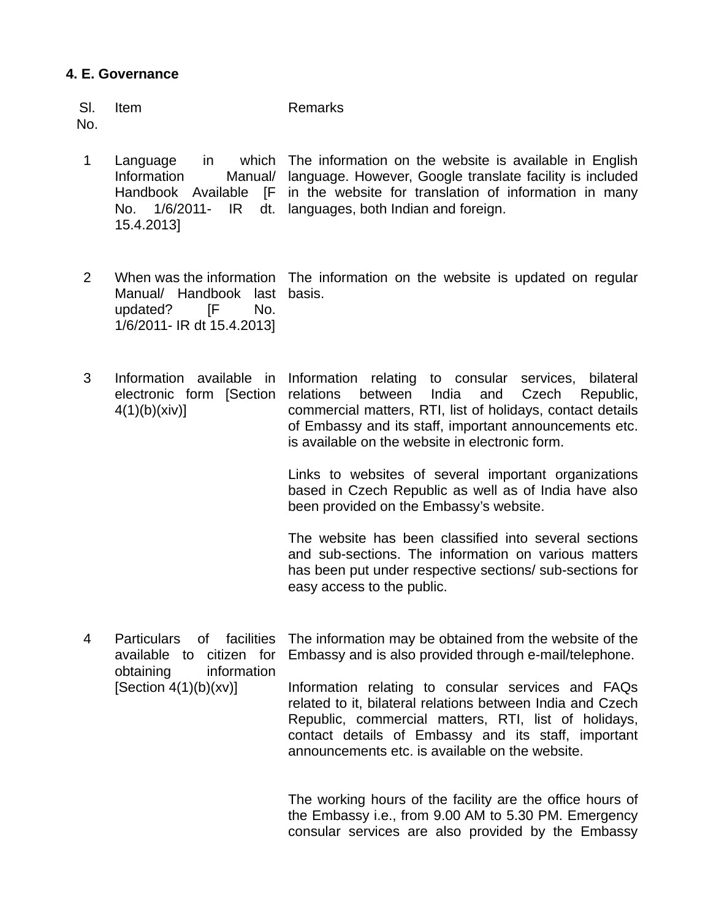**4. E. Governance**

| Sl. No. | Item | Remarks |
|---|---|---|
| 1 | Language in which Information Manual/ Handbook Available [F No. 1/6/2011- IR dt. 15.4.2013] | The information on the website is available in English language. However, Google translate facility is included in the website for translation of information in many languages, both Indian and foreign. |
| 2 | When was the information Manual/ Handbook last updated? [F No. 1/6/2011- IR dt 15.4.2013] | The information on the website is updated on regular basis. |
| 3 | Information available in electronic form [Section 4(1)(b)(xiv)] | Information relating to consular services, bilateral relations between India and Czech Republic, commercial matters, RTI, list of holidays, contact details of Embassy and its staff, important announcements etc. is available on the website in electronic form.<br><br>Links to websites of several important organizations based in Czech Republic as well as of India have also been provided on the Embassy's website.<br><br>The website has been classified into several sections and sub-sections. The information on various matters has been put under respective sections/ sub-sections for easy access to the public. |
| 4 | Particulars of facilities available to citizen for obtaining information [Section 4(1)(b)(xv)] | The information may be obtained from the website of the Embassy and is also provided through e-mail/telephone.<br><br>Information relating to consular services and FAQs related to it, bilateral relations between India and Czech Republic, commercial matters, RTI, list of holidays, contact details of Embassy and its staff, important announcements etc. is available on the website.<br><br>The working hours of the facility are the office hours of the Embassy i.e., from 9.00 AM to 5.30 PM. Emergency consular services are also provided by the Embassy |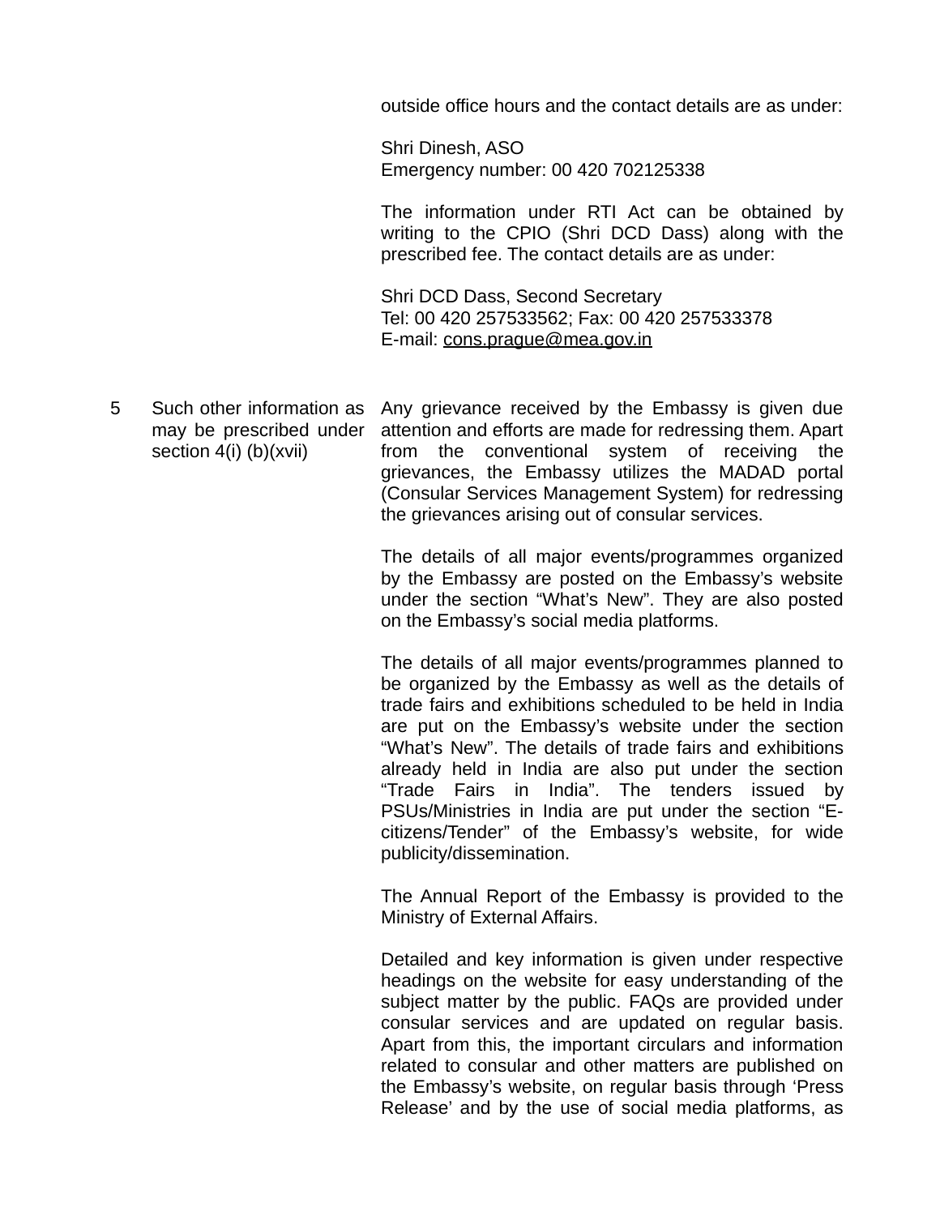| | | |
|---|---|---|
| | | outside office hours and the contact details are as under:<br><br>Shri Dinesh, ASO<br>Emergency number: 00 420 702125338<br><br>The information under RTI Act can be obtained by writing to the CPIO (Shri DCD Dass) along with the prescribed fee. The contact details are as under:<br><br>Shri DCD Dass, Second Secretary<br>Tel: 00 420 257533562; Fax: 00 420 257533378<br>E-mail: cons.prague@mea.gov.in |
| 5 | Such other information as may be prescribed under section 4(i) (b)(xvii) | Any grievance received by the Embassy is given due attention and efforts are made for redressing them. Apart from the conventional system of receiving the grievances, the Embassy utilizes the MADAD portal (Consular Services Management System) for redressing the grievances arising out of consular services.<br><br>The details of all major events/programmes organized by the Embassy are posted on the Embassy's website under the section "What's New". They are also posted on the Embassy's social media platforms.<br><br>The details of all major events/programmes planned to be organized by the Embassy as well as the details of trade fairs and exhibitions scheduled to be held in India are put on the Embassy's website under the section "What's New". The details of trade fairs and exhibitions already held in India are also put under the section "Trade Fairs in India". The tenders issued by PSUs/Ministries in India are put under the section "E-citizens/Tender" of the Embassy's website, for wide publicity/dissemination.<br><br>The Annual Report of the Embassy is provided to the Ministry of External Affairs.<br><br>Detailed and key information is given under respective headings on the website for easy understanding of the subject matter by the public. FAQs are provided under consular services and are updated on regular basis. Apart from this, the important circulars and information related to consular and other matters are published on the Embassy's website, on regular basis through 'Press Release' and by the use of social media platforms, as |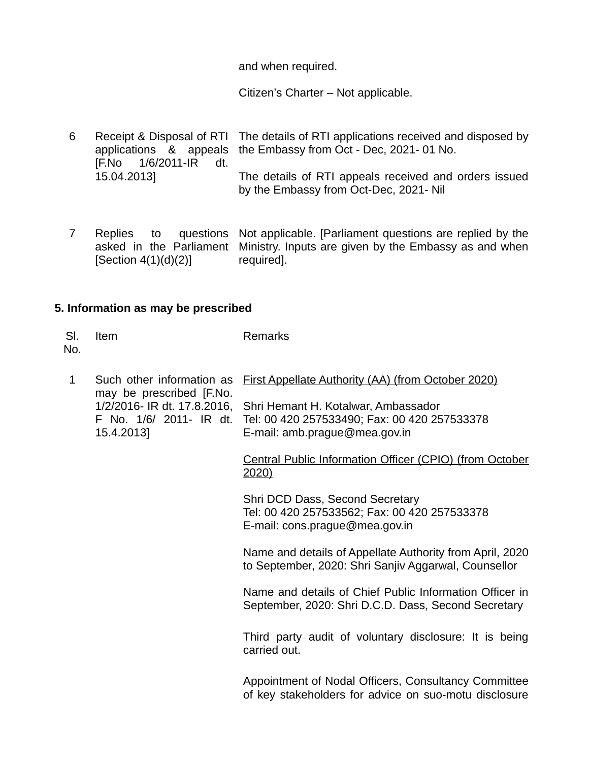| | | and when required.<br><br>Citizen's Charter – Not applicable. |
|---|---|---|
| 6 | Receipt & Disposal of RTI applications & appeals [F.No 1/6/2011-IR dt. 15.04.2013] | The details of RTI applications received and disposed by the Embassy from Oct - Dec, 2021- 01 No.<br><br>The details of RTI appeals received and orders issued by the Embassy from Oct-Dec, 2021- Nil |
| 7 | Replies to questions asked in the Parliament [Section 4(1)(d)(2)] | Not applicable. [Parliament questions are replied by the Ministry. Inputs are given by the Embassy as and when required]. |

**5. Information as may be prescribed**

| Sl. No. | Item | Remarks |
|---|---|---|
| 1 | Such other information as may be prescribed [F.No. 1/2/2016- IR dt. 17.8.2016, F No. 1/6/ 2011- IR dt. 15.4.2013] | First Appellate Authority (AA) (from October 2020)<br><br>Shri Hemant H. Kotalwar, Ambassador<br>Tel: 00 420 257533490; Fax: 00 420 257533378<br>E-mail: amb.prague@mea.gov.in<br><br>Central Public Information Officer (CPIO) (from October 2020)<br><br>Shri DCD Dass, Second Secretary<br>Tel: 00 420 257533562; Fax: 00 420 257533378<br>E-mail: cons.prague@mea.gov.in<br><br>Name and details of Appellate Authority from April, 2020 to September, 2020: Shri Sanjiv Aggarwal, Counsellor<br><br>Name and details of Chief Public Information Officer in September, 2020: Shri D.C.D. Dass, Second Secretary<br><br>Third party audit of voluntary disclosure: It is being carried out.<br><br>Appointment of Nodal Officers, Consultancy Committee of key stakeholders for advice on suo-motu disclosure |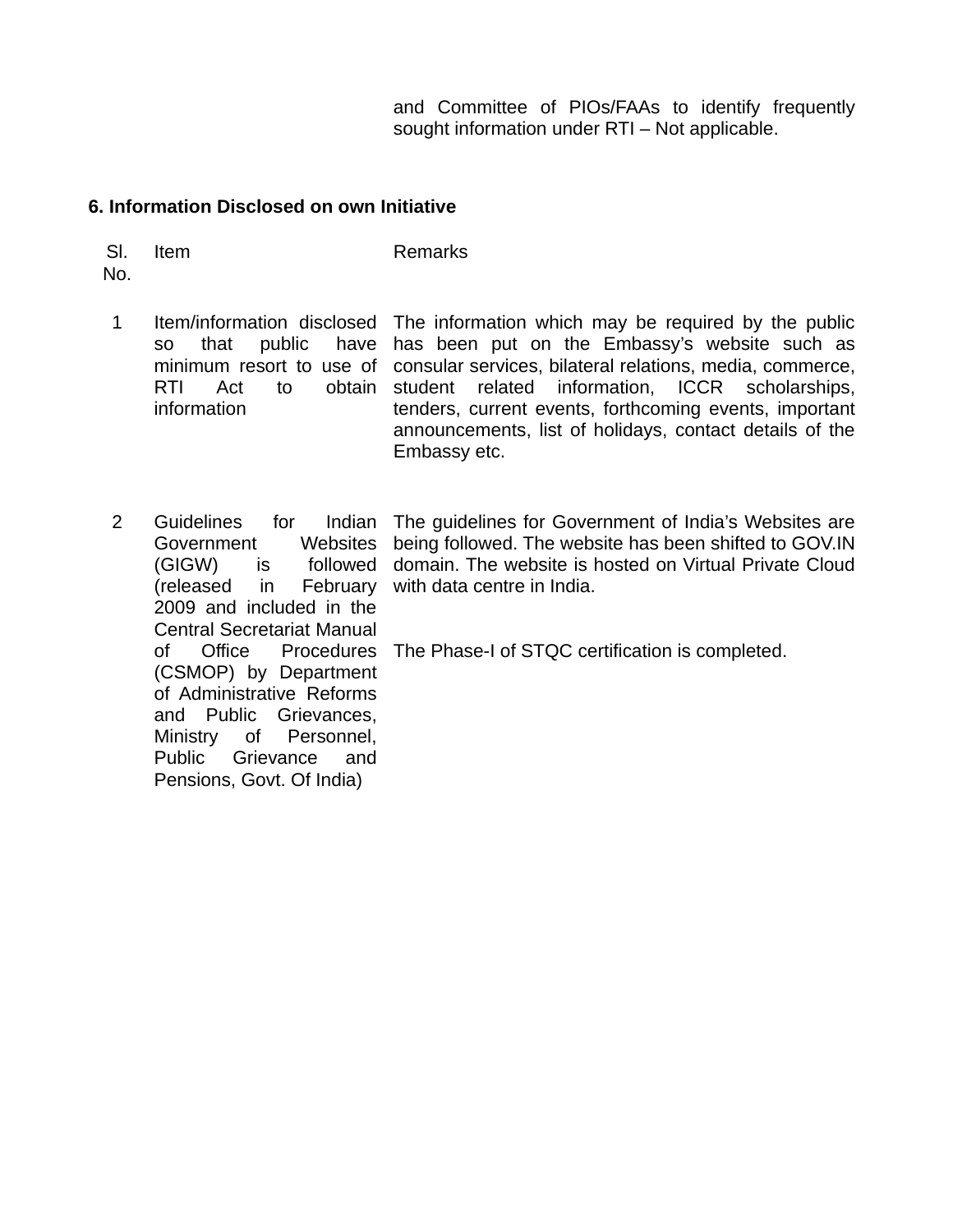and Committee of PIOs/FAAs to identify frequently sought information under RTI – Not applicable.

**6. Information Disclosed on own Initiative**

| Sl. No. | Item | Remarks |
|---|---|---|
| 1 | Item/information disclosed so that public have minimum resort to use of RTI Act to obtain information | The information which may be required by the public has been put on the Embassy's website such as consular services, bilateral relations, media, commerce, student related information, ICCR scholarships, tenders, current events, forthcoming events, important announcements, list of holidays, contact details of the Embassy etc. |
| 2 | Guidelines for Indian Government Websites (GIGW) is followed (released in February 2009 and included in the Central Secretariat Manual of Office Procedures (CSMOP) by Department of Administrative Reforms and Public Grievances, Ministry of Personnel, Public Grievance and Pensions, Govt. Of India) | The guidelines for Government of India's Websites are being followed. The website has been shifted to GOV.IN domain. The website is hosted on Virtual Private Cloud with data centre in India.<br><br>The Phase-I of STQC certification is completed. |